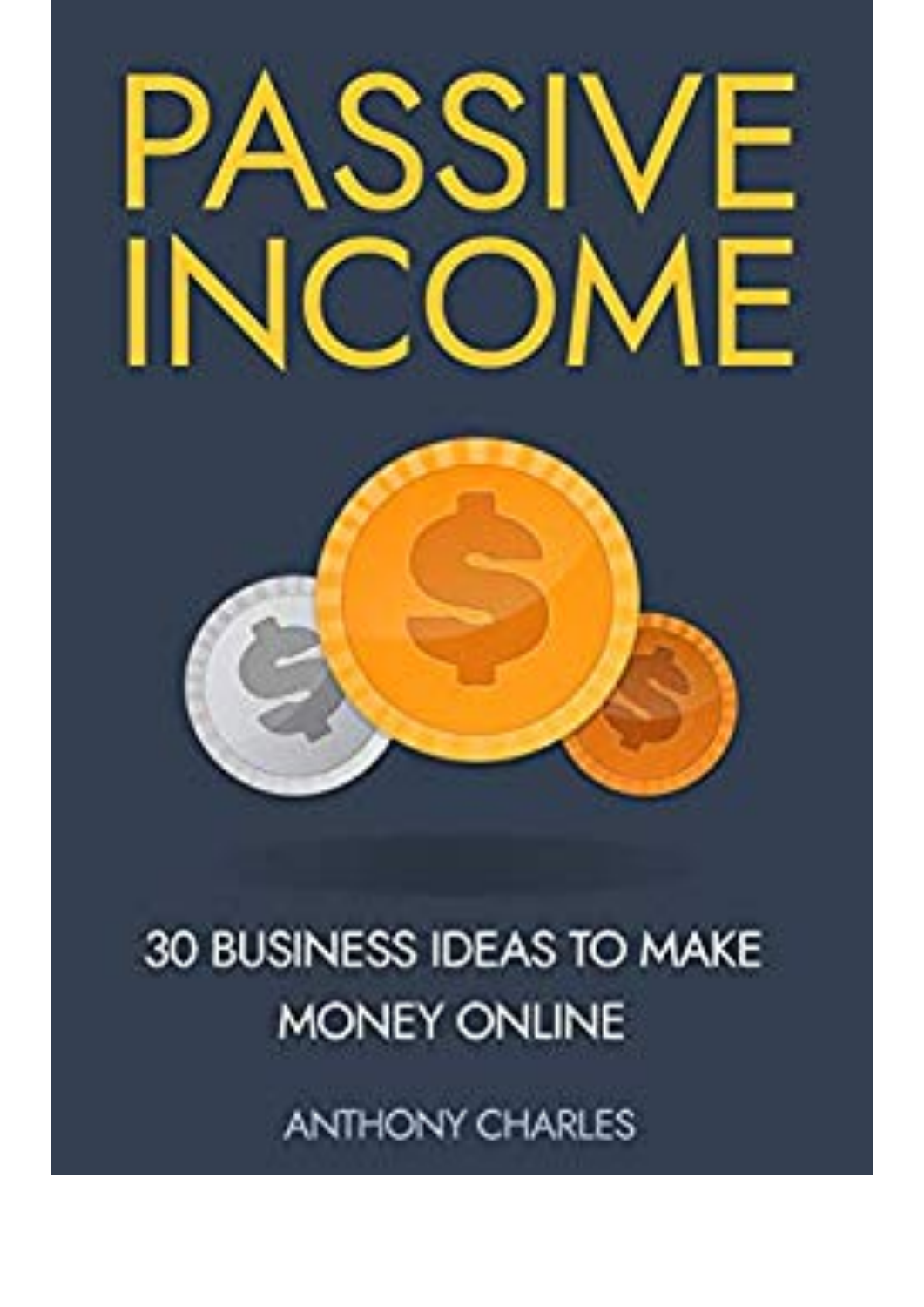# PASSIVE INCOME

## 30 BUSINESS IDEAS TO MAKE MONEY ONLINE

ANTHONY CHARLES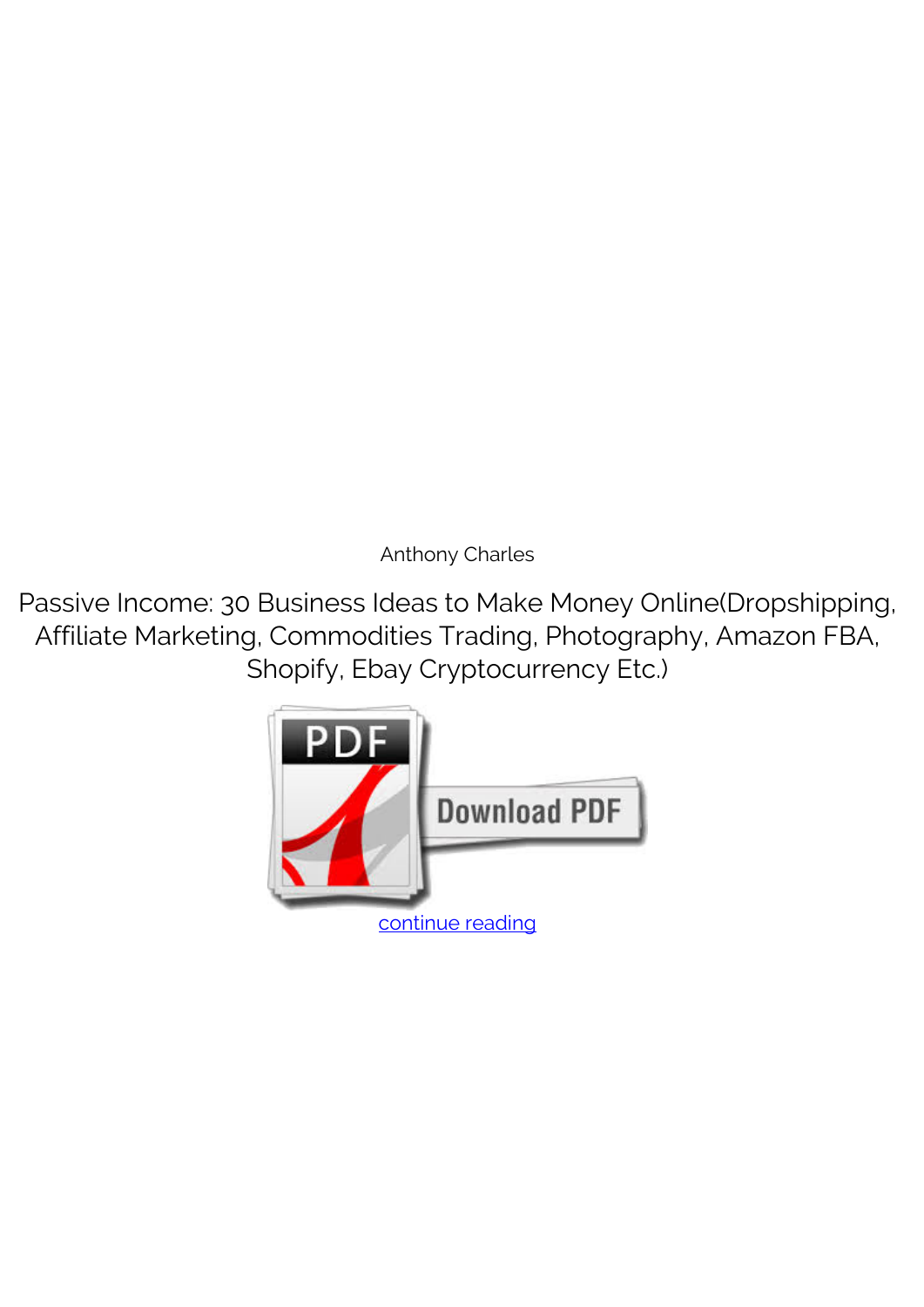Anthony Charles

Passive Income: 30 Business Ideas to Make Money Online(Dropshipping, Affiliate Marketing, Commodities Trading, Photography, Amazon FBA, Shopify, Ebay Cryptocurrency Etc.)

continue reading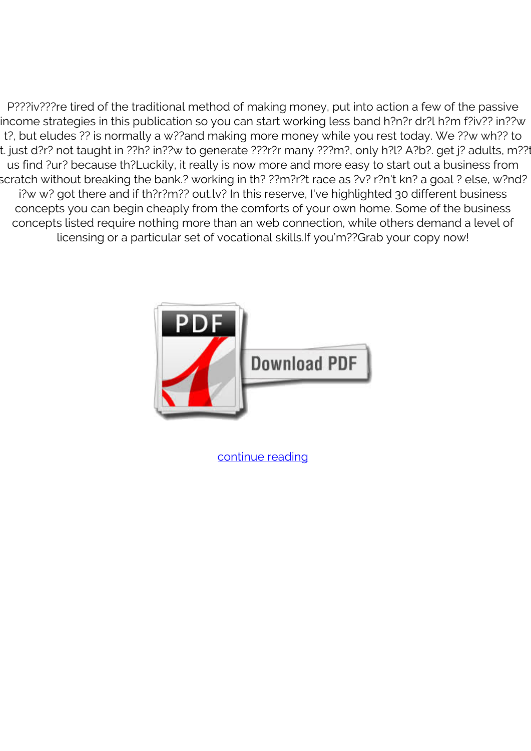P???iv???re tired of the traditional method of making money, put into action a few of the passive income strategies in this publication so you can start working less band h?n?r dr?l h?m f?iv?? in??w t?, but eludes ?? is normally a w??and making more money while you rest today. We ??w wh?? to t. just d?r? not taught in ??h? in??w to generate ???r?r many ???m?, only h?l? A?b?. get j? adults, m??t us find ?ur? because th?Luckily, it really is now more and more easy to start out a business from scratch without breaking the bank.? working in th? ??m?r?t race as ?v? r?n't kn? a goal ? else, w?nd? i?w w? got there and if th?r?m?? out.lv? In this reserve, I've highlighted 30 different business concepts you can begin cheaply from the comforts of your own home. Some of the business concepts listed require nothing more than an web connection, while others demand a level of licensing or a particular set of vocational skills.If you'm??Grab your copy now!

Download PDF

continue reading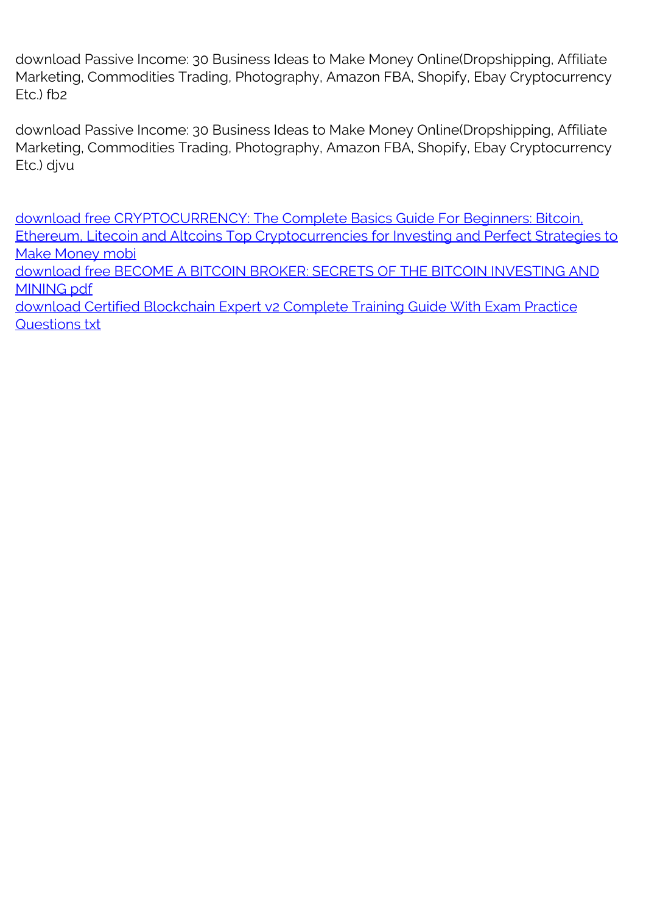download Passive Income: 30 Business Ideas to Make Money Online(Dropshipping, Affiliate Marketing, Commodities Trading, Photography, Amazon FBA, Shopify, Ebay Cryptocurrency Etc.) fb2

download Passive Income: 30 Business Ideas to Make Money Online(Dropshipping, Affiliate Marketing, Commodities Trading, Photography, Amazon FBA, Shopify, Ebay Cryptocurrency Etc.) djvu

download free CRYPTOCURRENCY: The Complete Basics Guide For Beginners: Bitcoin, Ethereum, Litecoin and Altcoins Top Cryptocurrencies for Investing and Perfect Strategies to Make Money mobi
download free BECOME A BITCOIN BROKER: SECRETS OF THE BITCOIN INVESTING AND MINING pdf
download Certified Blockchain Expert v2 Complete Training Guide With Exam Practice Questions txt